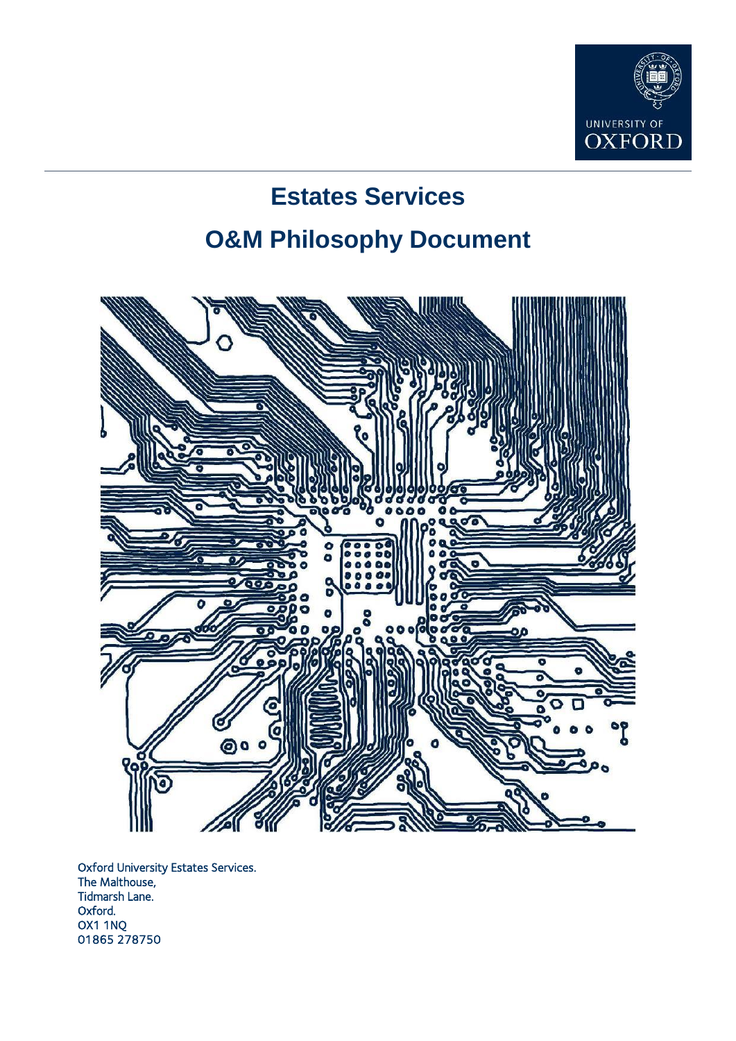UNIVERSITY OF OXFORD

# Estates Services

# O&M Philosophy Document

Oxford University Estates Services.
The Malthouse,
Tidmarsh Lane.
Oxford.
OX1 1NQ
01865 278750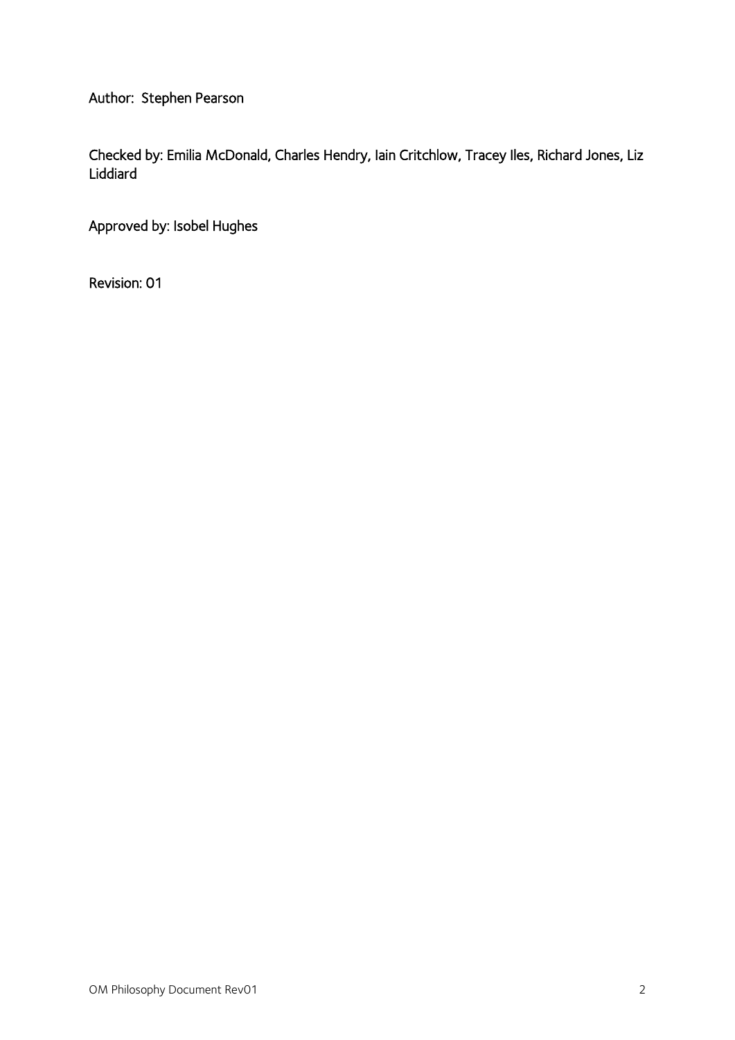Author: Stephen Pearson

Checked by: Emilia McDonald, Charles Hendry, Iain Critchlow, Tracey Iles, Richard Jones, Liz Liddiard

Approved by: Isobel Hughes

Revision: 01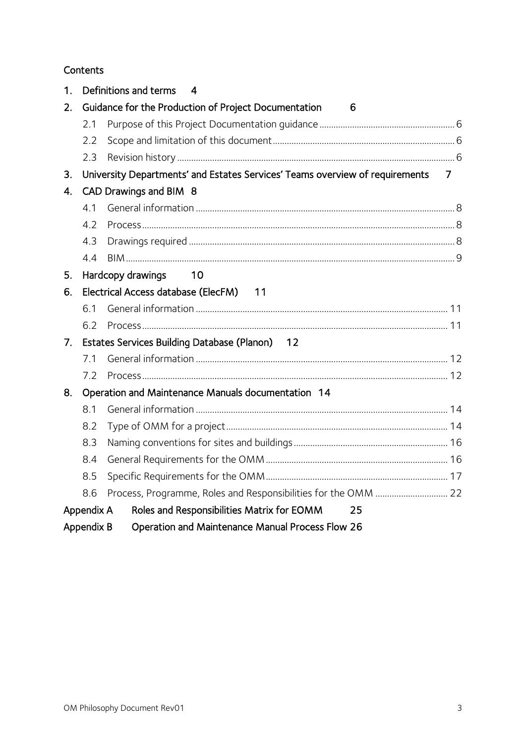## Contents

1. Definitions and terms 4
2. Guidance for the Production of Project Documentation 6
   - 2.1 Purpose of this Project Documentation guidance ........ 6
   - 2.2 Scope and limitation of this document ........ 6
   - 2.3 Revision history ........ 6
3. University Departments' and Estates Services' Teams overview of requirements 7
4. CAD Drawings and BIM 8
   - 4.1 General information ........ 8
   - 4.2 Process ........ 8
   - 4.3 Drawings required ........ 8
   - 4.4 BIM ........ 9
5. Hardcopy drawings 10
6. Electrical Access database (ElecFM) 11
   - 6.1 General information ........ 11
   - 6.2 Process ........ 11
7. Estates Services Building Database (Planon) 12
   - 7.1 General information ........ 12
   - 7.2 Process ........ 12
8. Operation and Maintenance Manuals documentation 14
   - 8.1 General information ........ 14
   - 8.2 Type of OMM for a project ........ 14
   - 8.3 Naming conventions for sites and buildings ........ 16
   - 8.4 General Requirements for the OMM ........ 16
   - 8.5 Specific Requirements for the OMM ........ 17
   - 8.6 Process, Programme, Roles and Responsibilities for the OMM ........ 22

Appendix A Roles and Responsibilities Matrix for EOMM 25

Appendix B Operation and Maintenance Manual Process Flow 26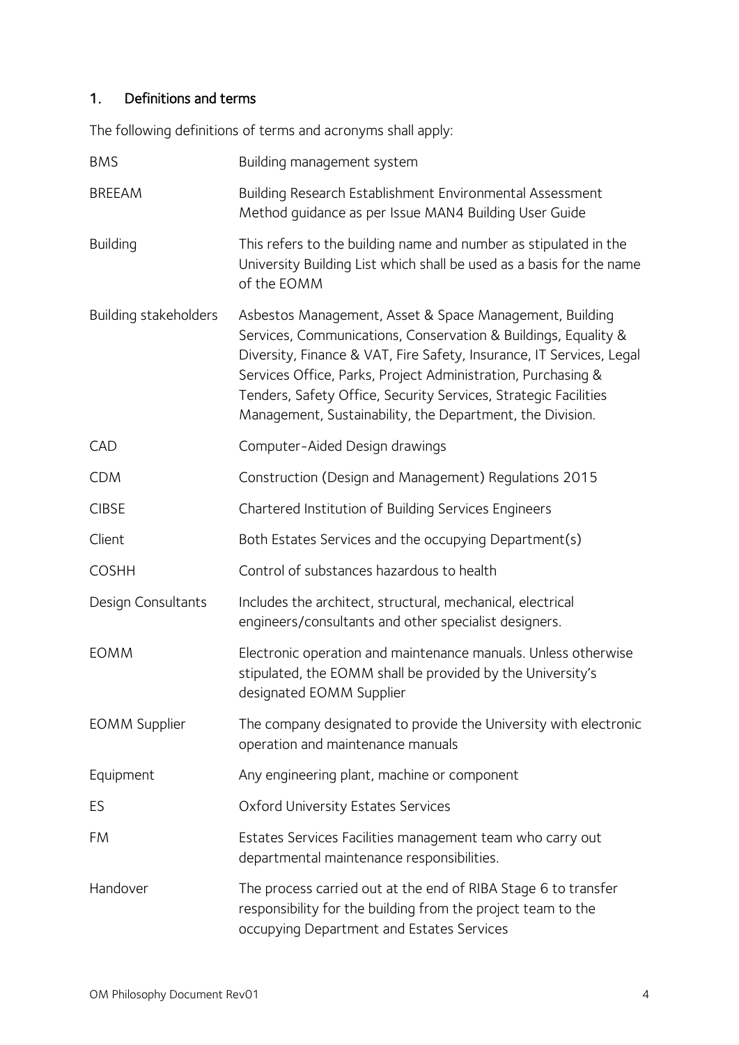## 1. Definitions and terms

The following definitions of terms and acronyms shall apply:

| Term | Definition |
|---|---|
| BMS | Building management system |
| BREEAM | Building Research Establishment Environmental Assessment Method guidance as per Issue MAN4 Building User Guide |
| Building | This refers to the building name and number as stipulated in the University Building List which shall be used as a basis for the name of the EOMM |
| Building stakeholders | Asbestos Management, Asset & Space Management, Building Services, Communications, Conservation & Buildings, Equality & Diversity, Finance & VAT, Fire Safety, Insurance, IT Services, Legal Services Office, Parks, Project Administration, Purchasing & Tenders, Safety Office, Security Services, Strategic Facilities Management, Sustainability, the Department, the Division. |
| CAD | Computer-Aided Design drawings |
| CDM | Construction (Design and Management) Regulations 2015 |
| CIBSE | Chartered Institution of Building Services Engineers |
| Client | Both Estates Services and the occupying Department(s) |
| COSHH | Control of substances hazardous to health |
| Design Consultants | Includes the architect, structural, mechanical, electrical engineers/consultants and other specialist designers. |
| EOMM | Electronic operation and maintenance manuals. Unless otherwise stipulated, the EOMM shall be provided by the University's designated EOMM Supplier |
| EOMM Supplier | The company designated to provide the University with electronic operation and maintenance manuals |
| Equipment | Any engineering plant, machine or component |
| ES | Oxford University Estates Services |
| FM | Estates Services Facilities management team who carry out departmental maintenance responsibilities. |
| Handover | The process carried out at the end of RIBA Stage 6 to transfer responsibility for the building from the project team to the occupying Department and Estates Services |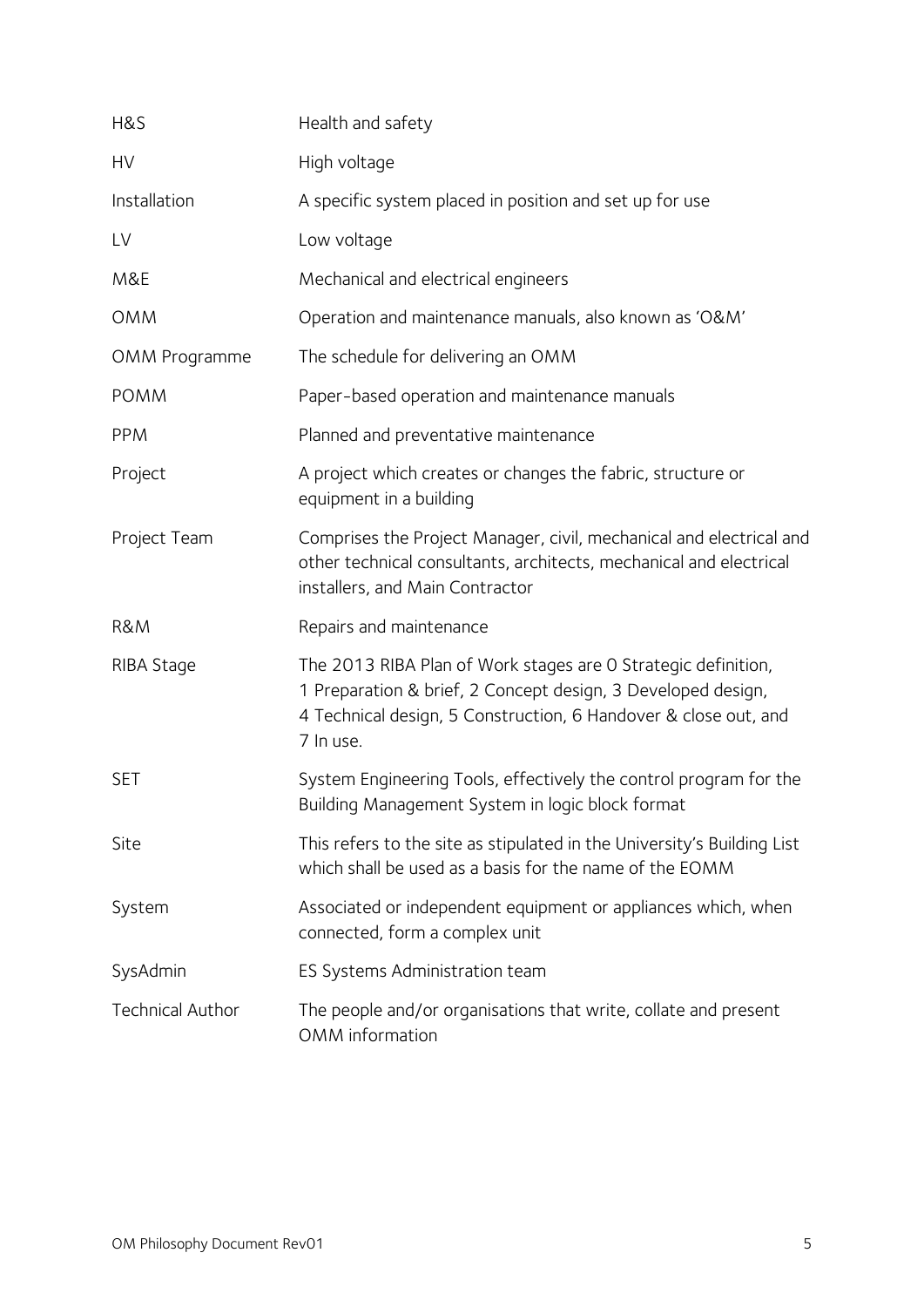| | |
|---|---|
| H&S | Health and safety |
| HV | High voltage |
| Installation | A specific system placed in position and set up for use |
| LV | Low voltage |
| M&E | Mechanical and electrical engineers |
| OMM | Operation and maintenance manuals, also known as 'O&M' |
| OMM Programme | The schedule for delivering an OMM |
| POMM | Paper-based operation and maintenance manuals |
| PPM | Planned and preventative maintenance |
| Project | A project which creates or changes the fabric, structure or equipment in a building |
| Project Team | Comprises the Project Manager, civil, mechanical and electrical and other technical consultants, architects, mechanical and electrical installers, and Main Contractor |
| R&M | Repairs and maintenance |
| RIBA Stage | The 2013 RIBA Plan of Work stages are 0 Strategic definition, 1 Preparation & brief, 2 Concept design, 3 Developed design, 4 Technical design, 5 Construction, 6 Handover & close out, and 7 In use. |
| SET | System Engineering Tools, effectively the control program for the Building Management System in logic block format |
| Site | This refers to the site as stipulated in the University's Building List which shall be used as a basis for the name of the EOMM |
| System | Associated or independent equipment or appliances which, when connected, form a complex unit |
| SysAdmin | ES Systems Administration team |
| Technical Author | The people and/or organisations that write, collate and present OMM information |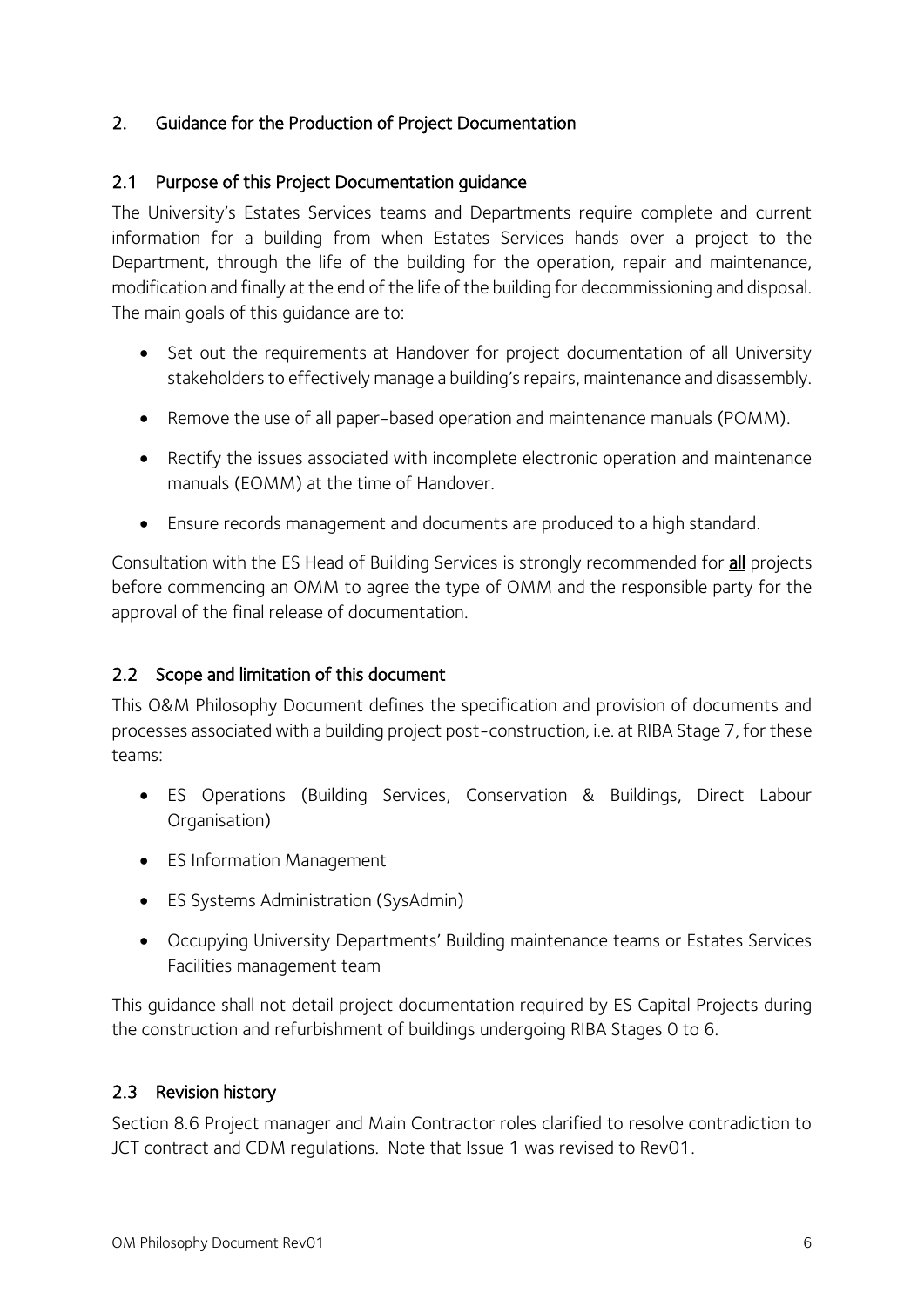## 2. Guidance for the Production of Project Documentation

### 2.1 Purpose of this Project Documentation guidance

The University's Estates Services teams and Departments require complete and current information for a building from when Estates Services hands over a project to the Department, through the life of the building for the operation, repair and maintenance, modification and finally at the end of the life of the building for decommissioning and disposal. The main goals of this guidance are to:

- Set out the requirements at Handover for project documentation of all University stakeholders to effectively manage a building's repairs, maintenance and disassembly.
- Remove the use of all paper-based operation and maintenance manuals (POMM).
- Rectify the issues associated with incomplete electronic operation and maintenance manuals (EOMM) at the time of Handover.
- Ensure records management and documents are produced to a high standard.

Consultation with the ES Head of Building Services is strongly recommended for **all** projects before commencing an OMM to agree the type of OMM and the responsible party for the approval of the final release of documentation.

### 2.2 Scope and limitation of this document

This O&M Philosophy Document defines the specification and provision of documents and processes associated with a building project post-construction, i.e. at RIBA Stage 7, for these teams:

- ES Operations (Building Services, Conservation & Buildings, Direct Labour Organisation)
- ES Information Management
- ES Systems Administration (SysAdmin)
- Occupying University Departments' Building maintenance teams or Estates Services Facilities management team

This guidance shall not detail project documentation required by ES Capital Projects during the construction and refurbishment of buildings undergoing RIBA Stages 0 to 6.

### 2.3 Revision history

Section 8.6 Project manager and Main Contractor roles clarified to resolve contradiction to JCT contract and CDM regulations. Note that Issue 1 was revised to Rev01.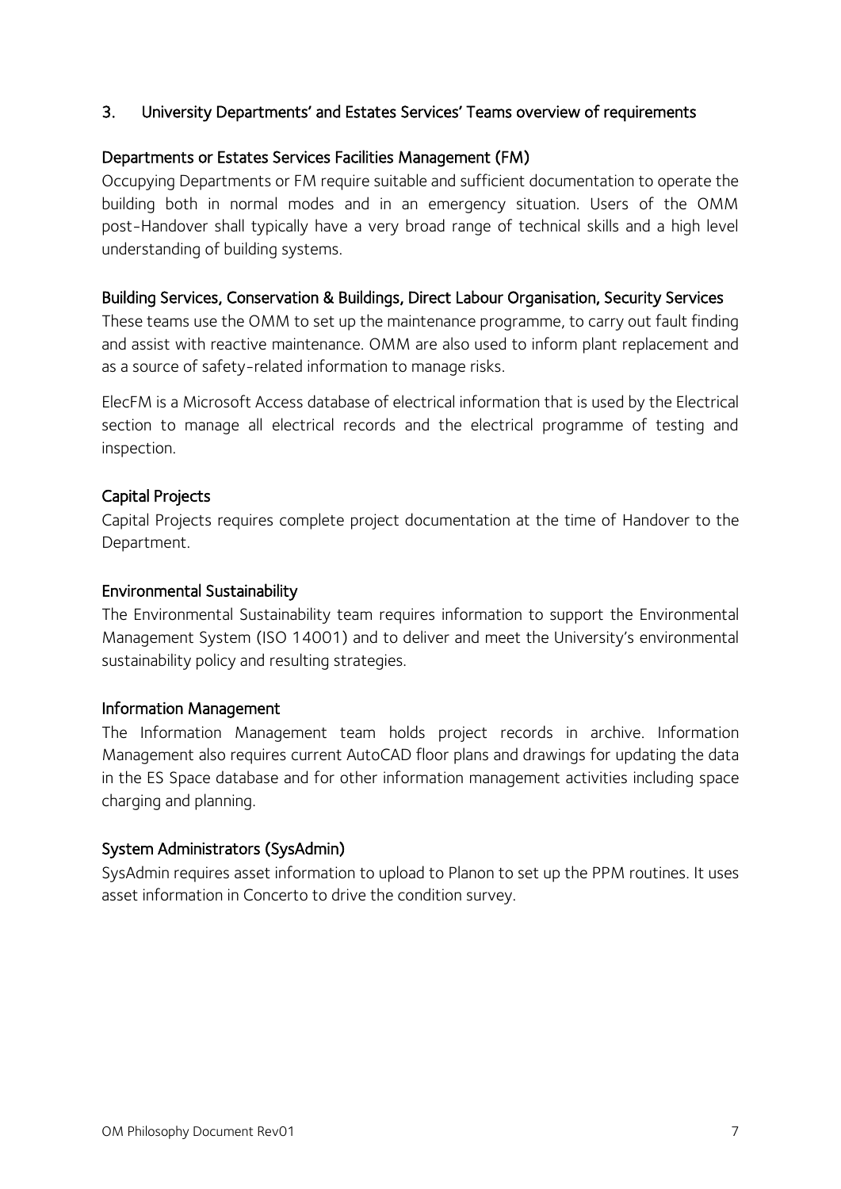## 3. University Departments' and Estates Services' Teams overview of requirements

### Departments or Estates Services Facilities Management (FM)

Occupying Departments or FM require suitable and sufficient documentation to operate the building both in normal modes and in an emergency situation. Users of the OMM post-Handover shall typically have a very broad range of technical skills and a high level understanding of building systems.

### Building Services, Conservation & Buildings, Direct Labour Organisation, Security Services

These teams use the OMM to set up the maintenance programme, to carry out fault finding and assist with reactive maintenance. OMM are also used to inform plant replacement and as a source of safety-related information to manage risks.

ElecFM is a Microsoft Access database of electrical information that is used by the Electrical section to manage all electrical records and the electrical programme of testing and inspection.

### Capital Projects

Capital Projects requires complete project documentation at the time of Handover to the Department.

### Environmental Sustainability

The Environmental Sustainability team requires information to support the Environmental Management System (ISO 14001) and to deliver and meet the University's environmental sustainability policy and resulting strategies.

### Information Management

The Information Management team holds project records in archive. Information Management also requires current AutoCAD floor plans and drawings for updating the data in the ES Space database and for other information management activities including space charging and planning.

### System Administrators (SysAdmin)

SysAdmin requires asset information to upload to Planon to set up the PPM routines. It uses asset information in Concerto to drive the condition survey.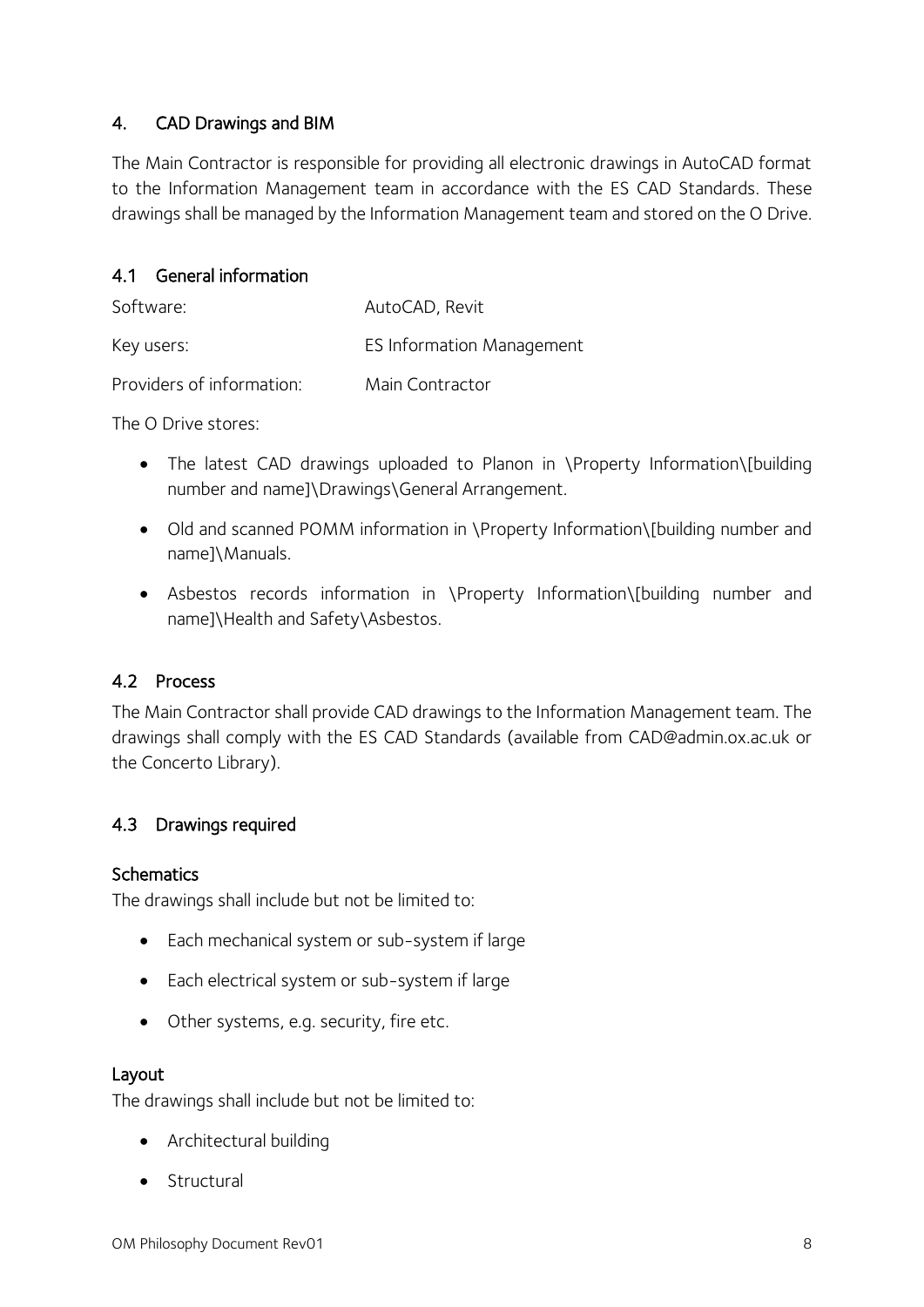## 4. CAD Drawings and BIM

The Main Contractor is responsible for providing all electronic drawings in AutoCAD format to the Information Management team in accordance with the ES CAD Standards. These drawings shall be managed by the Information Management team and stored on the O Drive.

### 4.1 General information

| | |
|---|---|
| Software: | AutoCAD, Revit |
| Key users: | ES Information Management |
| Providers of information: | Main Contractor |

The O Drive stores:

- The latest CAD drawings uploaded to Planon in \Property Information\[building number and name]\Drawings\General Arrangement.
- Old and scanned POMM information in \Property Information\[building number and name]\Manuals.
- Asbestos records information in \Property Information\[building number and name]\Health and Safety\Asbestos.

### 4.2 Process

The Main Contractor shall provide CAD drawings to the Information Management team. The drawings shall comply with the ES CAD Standards (available from CAD@admin.ox.ac.uk or the Concerto Library).

### 4.3 Drawings required

#### Schematics

The drawings shall include but not be limited to:

- Each mechanical system or sub-system if large
- Each electrical system or sub-system if large
- Other systems, e.g. security, fire etc.

#### Layout

The drawings shall include but not be limited to:

- Architectural building
- Structural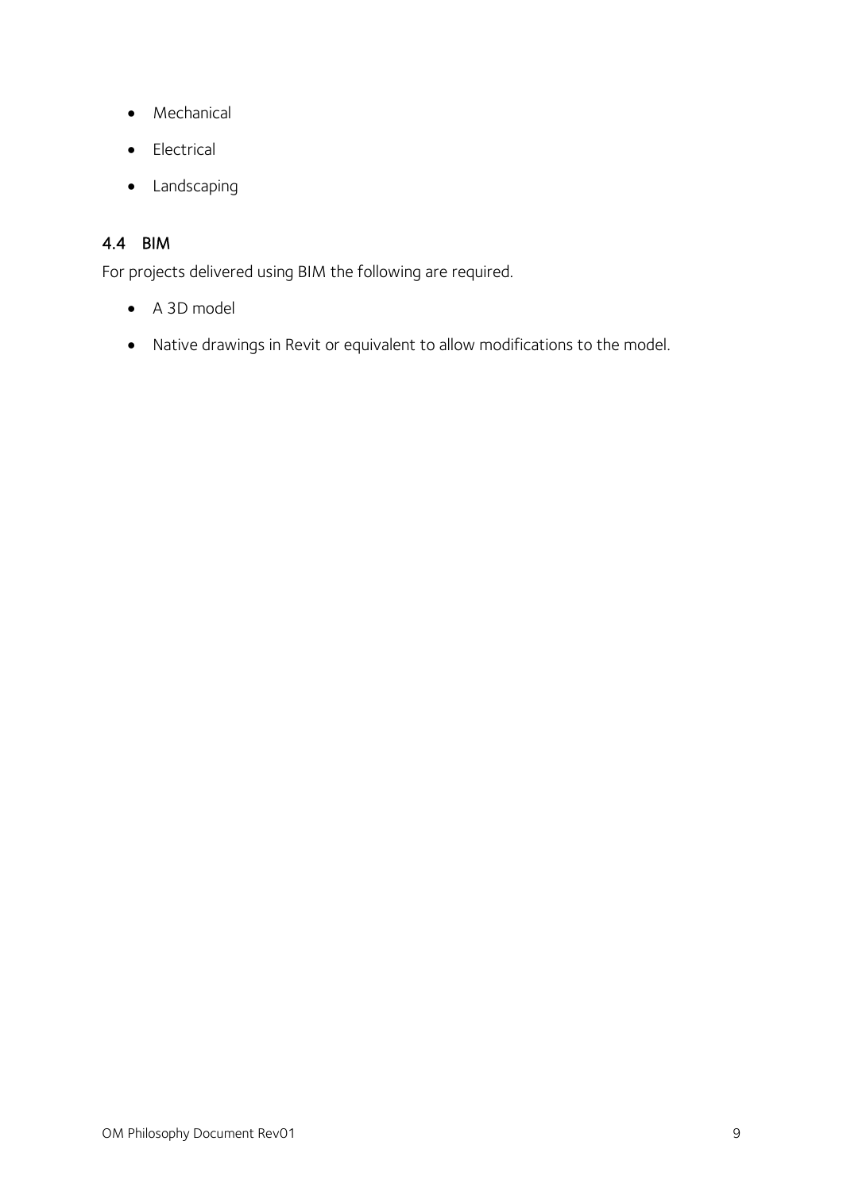- Mechanical
- Electrical
- Landscaping

### 4.4 BIM

For projects delivered using BIM the following are required.

- A 3D model
- Native drawings in Revit or equivalent to allow modifications to the model.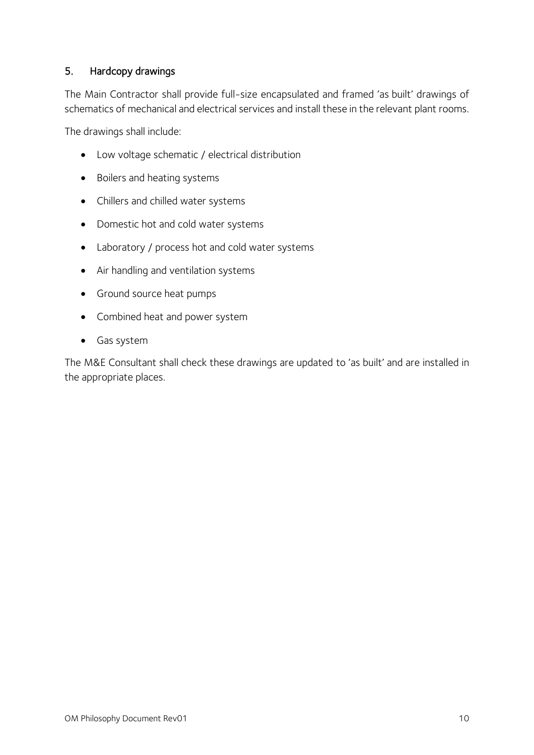## 5. Hardcopy drawings

The Main Contractor shall provide full-size encapsulated and framed 'as built' drawings of schematics of mechanical and electrical services and install these in the relevant plant rooms.

The drawings shall include:

- Low voltage schematic / electrical distribution
- Boilers and heating systems
- Chillers and chilled water systems
- Domestic hot and cold water systems
- Laboratory / process hot and cold water systems
- Air handling and ventilation systems
- Ground source heat pumps
- Combined heat and power system
- Gas system

The M&E Consultant shall check these drawings are updated to 'as built' and are installed in the appropriate places.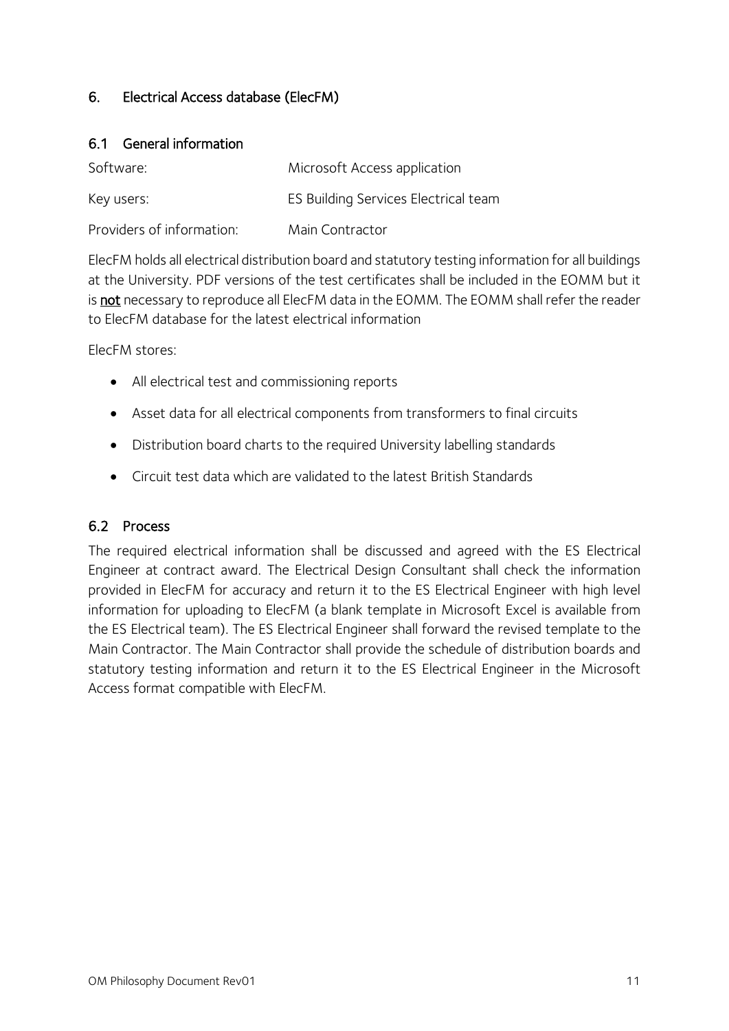## 6. Electrical Access database (ElecFM)

### 6.1 General information

| | |
|---|---|
| Software: | Microsoft Access application |
| Key users: | ES Building Services Electrical team |
| Providers of information: | Main Contractor |

ElecFM holds all electrical distribution board and statutory testing information for all buildings at the University. PDF versions of the test certificates shall be included in the EOMM but it is **not** necessary to reproduce all ElecFM data in the EOMM. The EOMM shall refer the reader to ElecFM database for the latest electrical information

ElecFM stores:

- All electrical test and commissioning reports
- Asset data for all electrical components from transformers to final circuits
- Distribution board charts to the required University labelling standards
- Circuit test data which are validated to the latest British Standards

### 6.2 Process

The required electrical information shall be discussed and agreed with the ES Electrical Engineer at contract award. The Electrical Design Consultant shall check the information provided in ElecFM for accuracy and return it to the ES Electrical Engineer with high level information for uploading to ElecFM (a blank template in Microsoft Excel is available from the ES Electrical team). The ES Electrical Engineer shall forward the revised template to the Main Contractor. The Main Contractor shall provide the schedule of distribution boards and statutory testing information and return it to the ES Electrical Engineer in the Microsoft Access format compatible with ElecFM.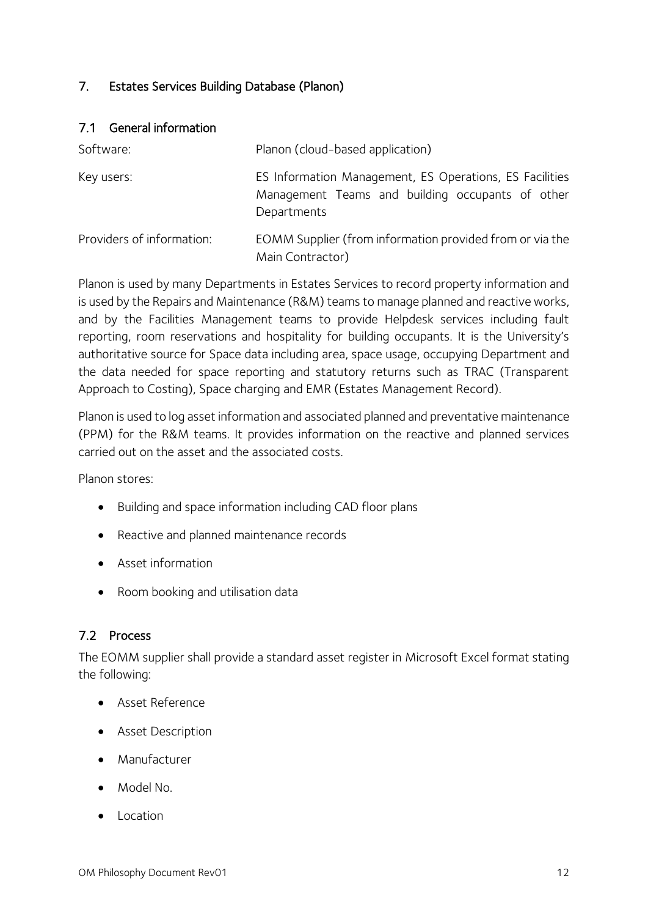## 7. Estates Services Building Database (Planon)

### 7.1 General information

| | |
|---|---|
| Software: | Planon (cloud-based application) |
| Key users: | ES Information Management, ES Operations, ES Facilities Management Teams and building occupants of other Departments |
| Providers of information: | EOMM Supplier (from information provided from or via the Main Contractor) |

Planon is used by many Departments in Estates Services to record property information and is used by the Repairs and Maintenance (R&M) teams to manage planned and reactive works, and by the Facilities Management teams to provide Helpdesk services including fault reporting, room reservations and hospitality for building occupants. It is the University's authoritative source for Space data including area, space usage, occupying Department and the data needed for space reporting and statutory returns such as TRAC (Transparent Approach to Costing), Space charging and EMR (Estates Management Record).

Planon is used to log asset information and associated planned and preventative maintenance (PPM) for the R&M teams. It provides information on the reactive and planned services carried out on the asset and the associated costs.

Planon stores:

- Building and space information including CAD floor plans
- Reactive and planned maintenance records
- Asset information
- Room booking and utilisation data

### 7.2 Process

The EOMM supplier shall provide a standard asset register in Microsoft Excel format stating the following:

- Asset Reference
- Asset Description
- Manufacturer
- Model No.
- Location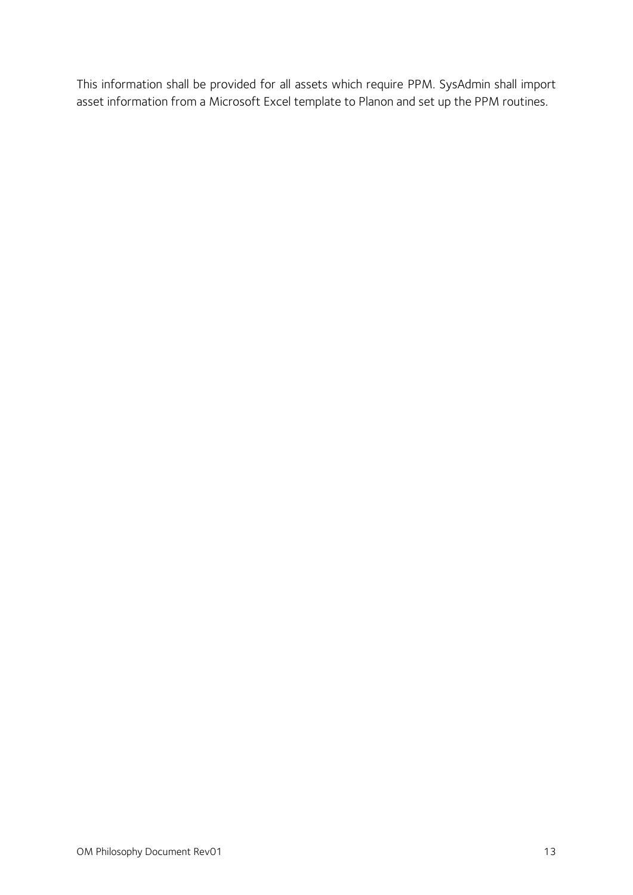This information shall be provided for all assets which require PPM. SysAdmin shall import asset information from a Microsoft Excel template to Planon and set up the PPM routines.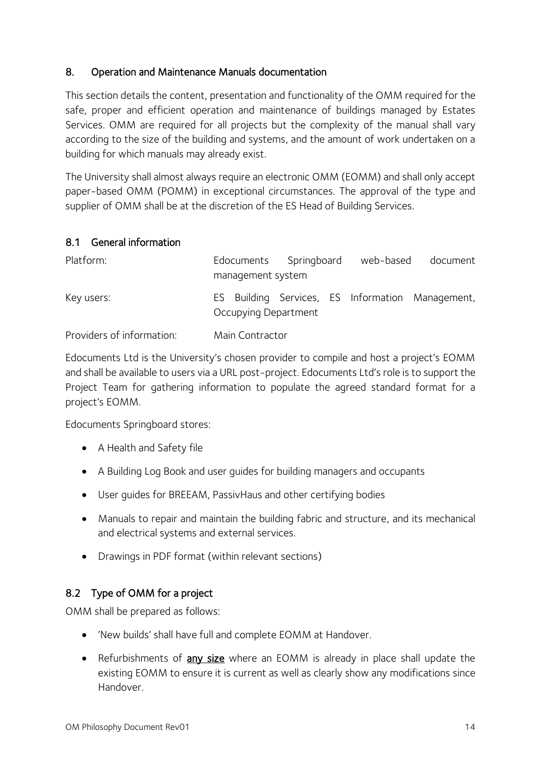## 8. Operation and Maintenance Manuals documentation

This section details the content, presentation and functionality of the OMM required for the safe, proper and efficient operation and maintenance of buildings managed by Estates Services. OMM are required for all projects but the complexity of the manual shall vary according to the size of the building and systems, and the amount of work undertaken on a building for which manuals may already exist.

The University shall almost always require an electronic OMM (EOMM) and shall only accept paper-based OMM (POMM) in exceptional circumstances. The approval of the type and supplier of OMM shall be at the discretion of the ES Head of Building Services.

### 8.1 General information

| | |
|---|---|
| Platform: | Edocuments Springboard web-based document management system |
| Key users: | ES Building Services, ES Information Management, Occupying Department |
| Providers of information: | Main Contractor |

Edocuments Ltd is the University's chosen provider to compile and host a project's EOMM and shall be available to users via a URL post-project. Edocuments Ltd's role is to support the Project Team for gathering information to populate the agreed standard format for a project's EOMM.

Edocuments Springboard stores:

- A Health and Safety file
- A Building Log Book and user guides for building managers and occupants
- User guides for BREEAM, PassivHaus and other certifying bodies
- Manuals to repair and maintain the building fabric and structure, and its mechanical and electrical systems and external services.
- Drawings in PDF format (within relevant sections)

### 8.2 Type of OMM for a project

OMM shall be prepared as follows:

- 'New builds' shall have full and complete EOMM at Handover.
- Refurbishments of **any size** where an EOMM is already in place shall update the existing EOMM to ensure it is current as well as clearly show any modifications since Handover.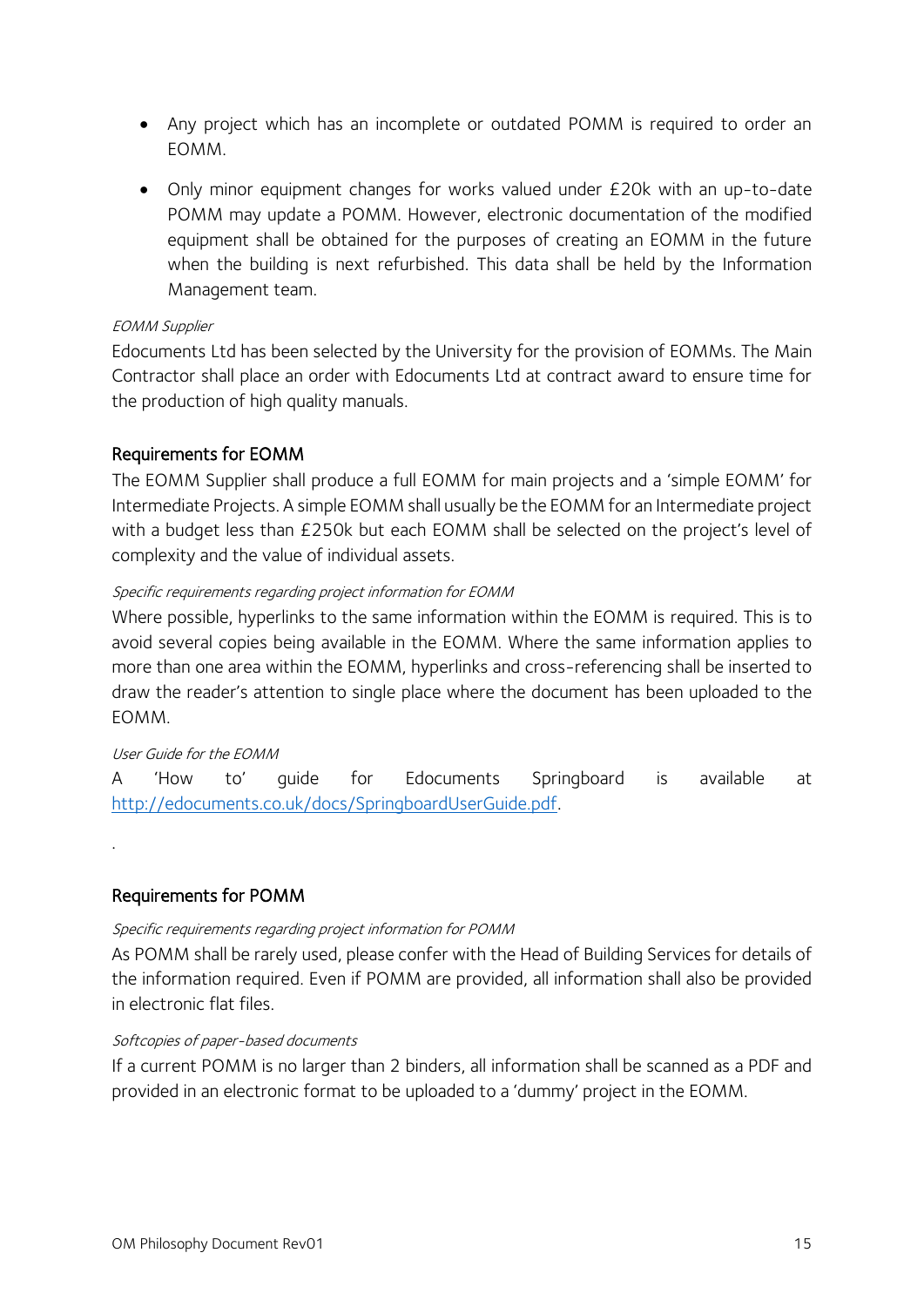- Any project which has an incomplete or outdated POMM is required to order an EOMM.
- Only minor equipment changes for works valued under £20k with an up-to-date POMM may update a POMM. However, electronic documentation of the modified equipment shall be obtained for the purposes of creating an EOMM in the future when the building is next refurbished. This data shall be held by the Information Management team.

*EOMM Supplier*

Edocuments Ltd has been selected by the University for the provision of EOMMs. The Main Contractor shall place an order with Edocuments Ltd at contract award to ensure time for the production of high quality manuals.

## Requirements for EOMM

The EOMM Supplier shall produce a full EOMM for main projects and a 'simple EOMM' for Intermediate Projects. A simple EOMM shall usually be the EOMM for an Intermediate project with a budget less than £250k but each EOMM shall be selected on the project's level of complexity and the value of individual assets.

*Specific requirements regarding project information for EOMM*

Where possible, hyperlinks to the same information within the EOMM is required. This is to avoid several copies being available in the EOMM. Where the same information applies to more than one area within the EOMM, hyperlinks and cross-referencing shall be inserted to draw the reader's attention to single place where the document has been uploaded to the EOMM.

*User Guide for the EOMM*

A 'How to' guide for Edocuments Springboard is available at [http://edocuments.co.uk/docs/SpringboardUserGuide.pdf](http://edocuments.co.uk/docs/SpringboardUserGuide.pdf).

.

## Requirements for POMM

*Specific requirements regarding project information for POMM*

As POMM shall be rarely used, please confer with the Head of Building Services for details of the information required. Even if POMM are provided, all information shall also be provided in electronic flat files.

*Softcopies of paper-based documents*

If a current POMM is no larger than 2 binders, all information shall be scanned as a PDF and provided in an electronic format to be uploaded to a 'dummy' project in the EOMM.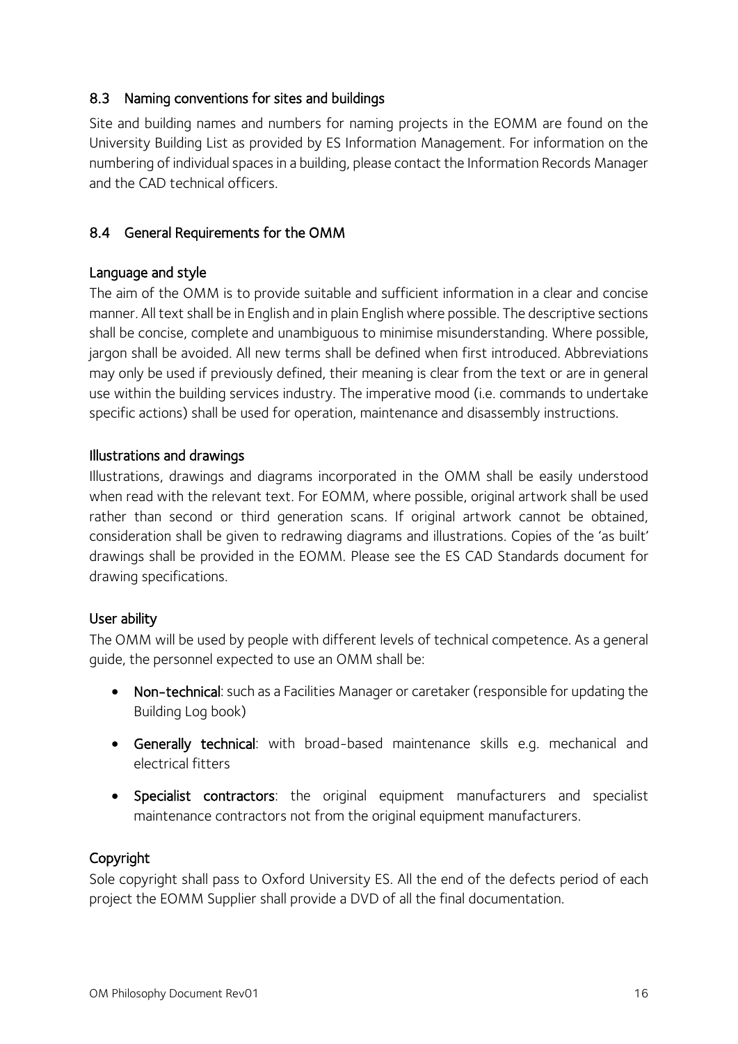## 8.3 Naming conventions for sites and buildings

Site and building names and numbers for naming projects in the EOMM are found on the University Building List as provided by ES Information Management. For information on the numbering of individual spaces in a building, please contact the Information Records Manager and the CAD technical officers.

## 8.4 General Requirements for the OMM

### Language and style

The aim of the OMM is to provide suitable and sufficient information in a clear and concise manner. All text shall be in English and in plain English where possible. The descriptive sections shall be concise, complete and unambiguous to minimise misunderstanding. Where possible, jargon shall be avoided. All new terms shall be defined when first introduced. Abbreviations may only be used if previously defined, their meaning is clear from the text or are in general use within the building services industry. The imperative mood (i.e. commands to undertake specific actions) shall be used for operation, maintenance and disassembly instructions.

### Illustrations and drawings

Illustrations, drawings and diagrams incorporated in the OMM shall be easily understood when read with the relevant text. For EOMM, where possible, original artwork shall be used rather than second or third generation scans. If original artwork cannot be obtained, consideration shall be given to redrawing diagrams and illustrations. Copies of the 'as built' drawings shall be provided in the EOMM. Please see the ES CAD Standards document for drawing specifications.

### User ability

The OMM will be used by people with different levels of technical competence. As a general guide, the personnel expected to use an OMM shall be:

- **Non-technical**: such as a Facilities Manager or caretaker (responsible for updating the Building Log book)
- **Generally technical**: with broad-based maintenance skills e.g. mechanical and electrical fitters
- **Specialist contractors**: the original equipment manufacturers and specialist maintenance contractors not from the original equipment manufacturers.

### Copyright

Sole copyright shall pass to Oxford University ES. All the end of the defects period of each project the EOMM Supplier shall provide a DVD of all the final documentation.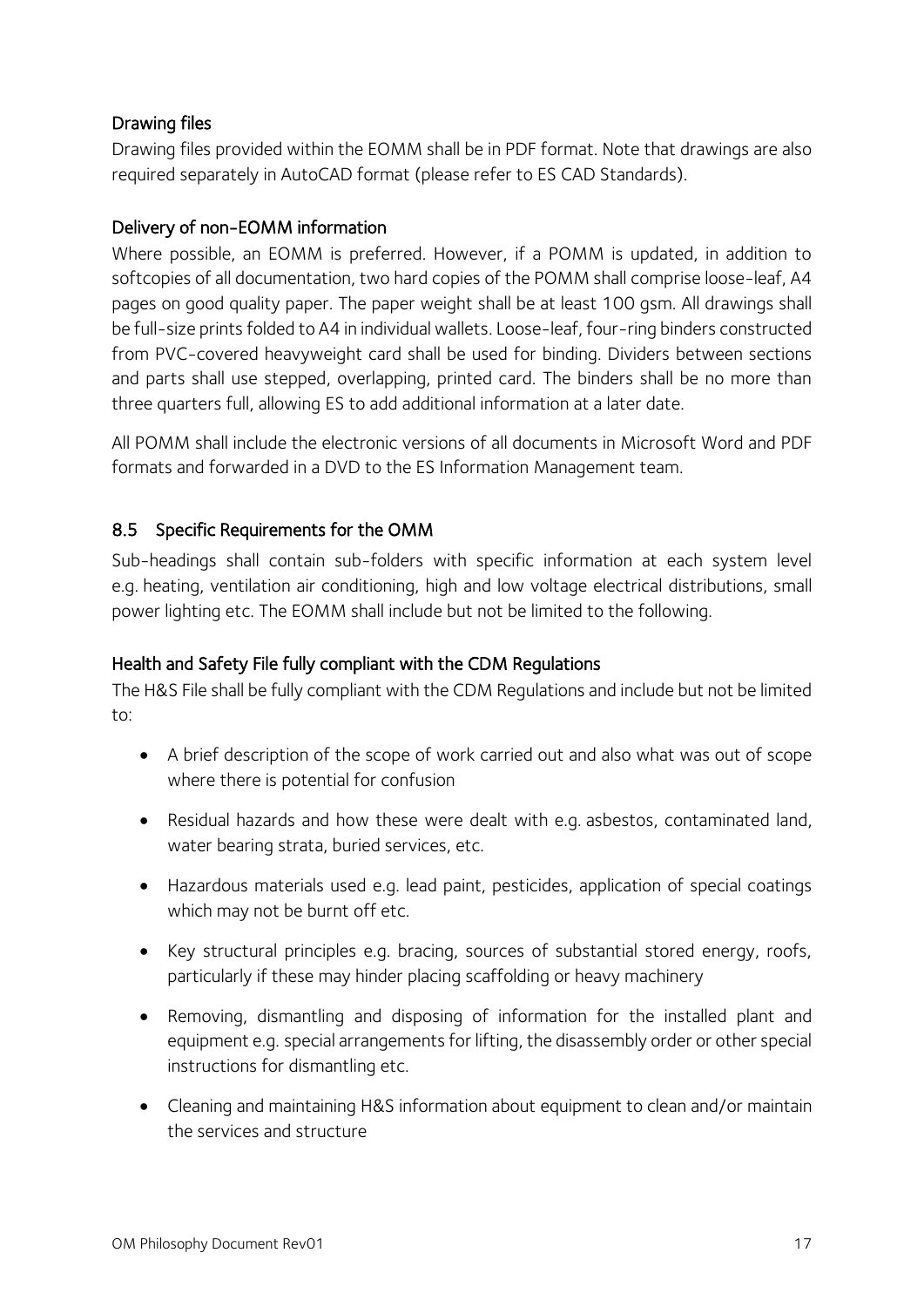### Drawing files

Drawing files provided within the EOMM shall be in PDF format. Note that drawings are also required separately in AutoCAD format (please refer to ES CAD Standards).

### Delivery of non-EOMM information

Where possible, an EOMM is preferred. However, if a POMM is updated, in addition to softcopies of all documentation, two hard copies of the POMM shall comprise loose-leaf, A4 pages on good quality paper. The paper weight shall be at least 100 gsm. All drawings shall be full-size prints folded to A4 in individual wallets. Loose-leaf, four-ring binders constructed from PVC-covered heavyweight card shall be used for binding. Dividers between sections and parts shall use stepped, overlapping, printed card. The binders shall be no more than three quarters full, allowing ES to add additional information at a later date.

All POMM shall include the electronic versions of all documents in Microsoft Word and PDF formats and forwarded in a DVD to the ES Information Management team.

## 8.5 Specific Requirements for the OMM

Sub-headings shall contain sub-folders with specific information at each system level e.g. heating, ventilation air conditioning, high and low voltage electrical distributions, small power lighting etc. The EOMM shall include but not be limited to the following.

### Health and Safety File fully compliant with the CDM Regulations

The H&S File shall be fully compliant with the CDM Regulations and include but not be limited to:

- A brief description of the scope of work carried out and also what was out of scope where there is potential for confusion
- Residual hazards and how these were dealt with e.g. asbestos, contaminated land, water bearing strata, buried services, etc.
- Hazardous materials used e.g. lead paint, pesticides, application of special coatings which may not be burnt off etc.
- Key structural principles e.g. bracing, sources of substantial stored energy, roofs, particularly if these may hinder placing scaffolding or heavy machinery
- Removing, dismantling and disposing of information for the installed plant and equipment e.g. special arrangements for lifting, the disassembly order or other special instructions for dismantling etc.
- Cleaning and maintaining H&S information about equipment to clean and/or maintain the services and structure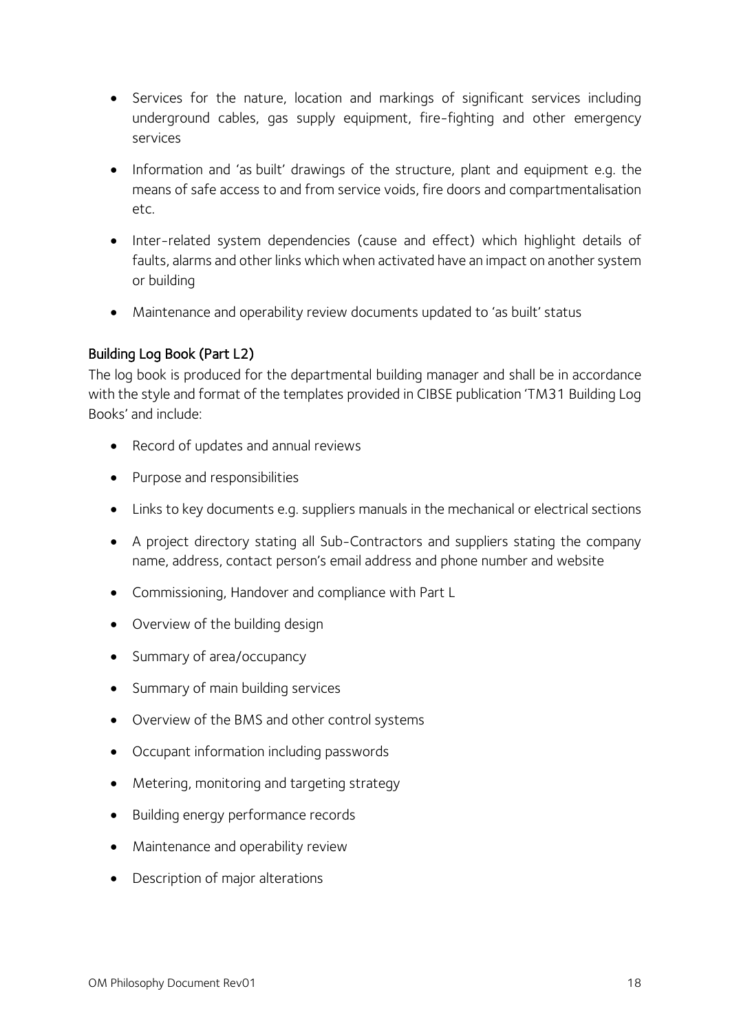- Services for the nature, location and markings of significant services including underground cables, gas supply equipment, fire-fighting and other emergency services
- Information and 'as built' drawings of the structure, plant and equipment e.g. the means of safe access to and from service voids, fire doors and compartmentalisation etc.
- Inter-related system dependencies (cause and effect) which highlight details of faults, alarms and other links which when activated have an impact on another system or building
- Maintenance and operability review documents updated to 'as built' status

### Building Log Book (Part L2)

The log book is produced for the departmental building manager and shall be in accordance with the style and format of the templates provided in CIBSE publication 'TM31 Building Log Books' and include:

- Record of updates and annual reviews
- Purpose and responsibilities
- Links to key documents e.g. suppliers manuals in the mechanical or electrical sections
- A project directory stating all Sub-Contractors and suppliers stating the company name, address, contact person's email address and phone number and website
- Commissioning, Handover and compliance with Part L
- Overview of the building design
- Summary of area/occupancy
- Summary of main building services
- Overview of the BMS and other control systems
- Occupant information including passwords
- Metering, monitoring and targeting strategy
- Building energy performance records
- Maintenance and operability review
- Description of major alterations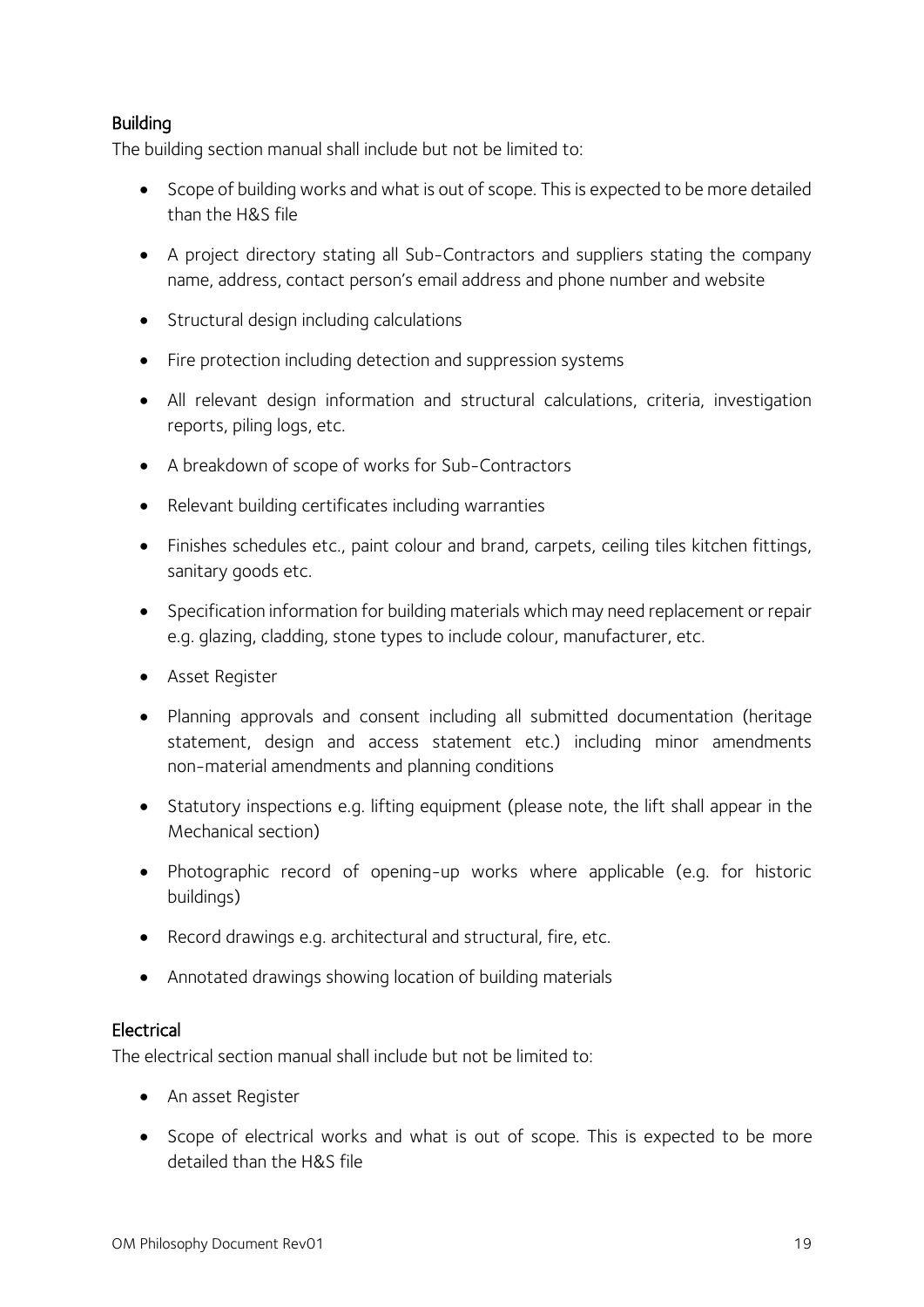### Building

The building section manual shall include but not be limited to:

- Scope of building works and what is out of scope. This is expected to be more detailed than the H&S file
- A project directory stating all Sub-Contractors and suppliers stating the company name, address, contact person's email address and phone number and website
- Structural design including calculations
- Fire protection including detection and suppression systems
- All relevant design information and structural calculations, criteria, investigation reports, piling logs, etc.
- A breakdown of scope of works for Sub-Contractors
- Relevant building certificates including warranties
- Finishes schedules etc., paint colour and brand, carpets, ceiling tiles kitchen fittings, sanitary goods etc.
- Specification information for building materials which may need replacement or repair e.g. glazing, cladding, stone types to include colour, manufacturer, etc.
- Asset Register
- Planning approvals and consent including all submitted documentation (heritage statement, design and access statement etc.) including minor amendments non-material amendments and planning conditions
- Statutory inspections e.g. lifting equipment (please note, the lift shall appear in the Mechanical section)
- Photographic record of opening-up works where applicable (e.g. for historic buildings)
- Record drawings e.g. architectural and structural, fire, etc.
- Annotated drawings showing location of building materials

### Electrical

The electrical section manual shall include but not be limited to:

- An asset Register
- Scope of electrical works and what is out of scope. This is expected to be more detailed than the H&S file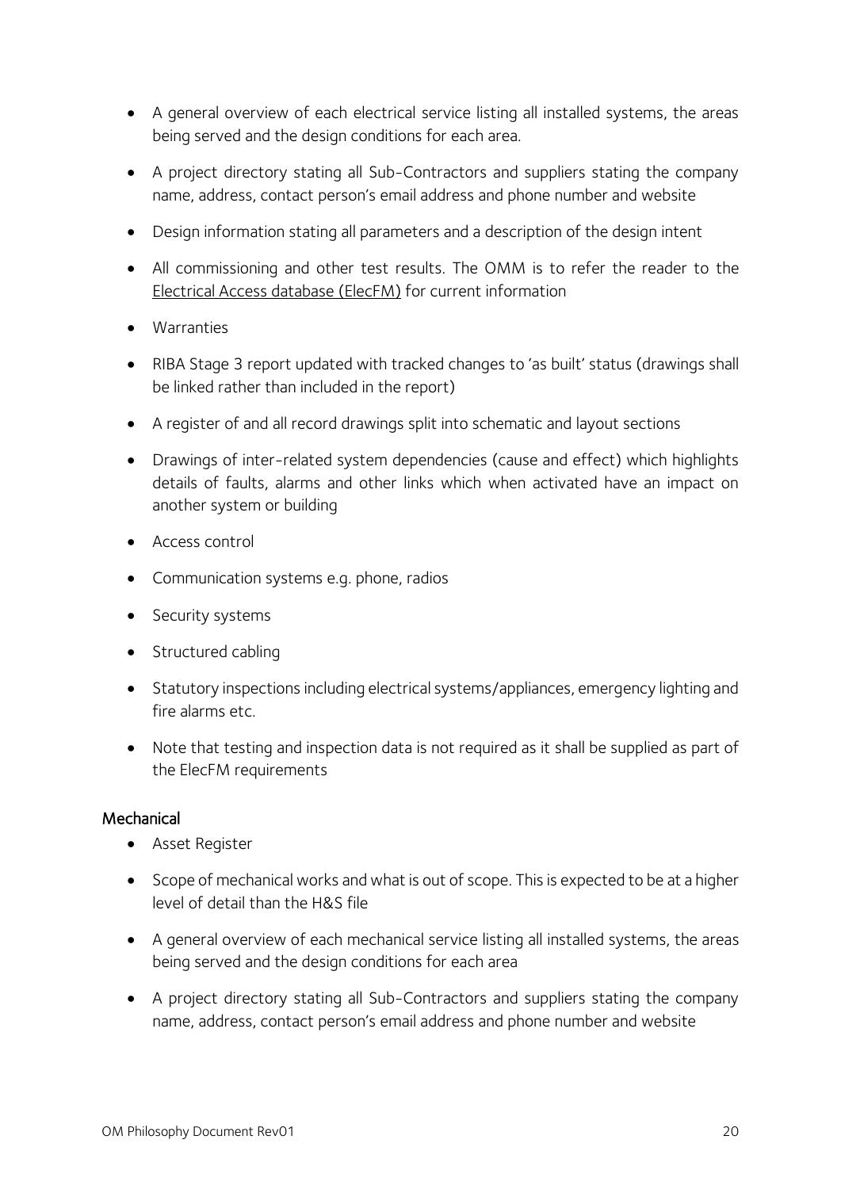- A general overview of each electrical service listing all installed systems, the areas being served and the design conditions for each area.
- A project directory stating all Sub-Contractors and suppliers stating the company name, address, contact person's email address and phone number and website
- Design information stating all parameters and a description of the design intent
- All commissioning and other test results. The OMM is to refer the reader to the Electrical Access database (ElecFM) for current information
- Warranties
- RIBA Stage 3 report updated with tracked changes to 'as built' status (drawings shall be linked rather than included in the report)
- A register of and all record drawings split into schematic and layout sections
- Drawings of inter-related system dependencies (cause and effect) which highlights details of faults, alarms and other links which when activated have an impact on another system or building
- Access control
- Communication systems e.g. phone, radios
- Security systems
- Structured cabling
- Statutory inspections including electrical systems/appliances, emergency lighting and fire alarms etc.
- Note that testing and inspection data is not required as it shall be supplied as part of the ElecFM requirements

### Mechanical

- Asset Register
- Scope of mechanical works and what is out of scope. This is expected to be at a higher level of detail than the H&S file
- A general overview of each mechanical service listing all installed systems, the areas being served and the design conditions for each area
- A project directory stating all Sub-Contractors and suppliers stating the company name, address, contact person's email address and phone number and website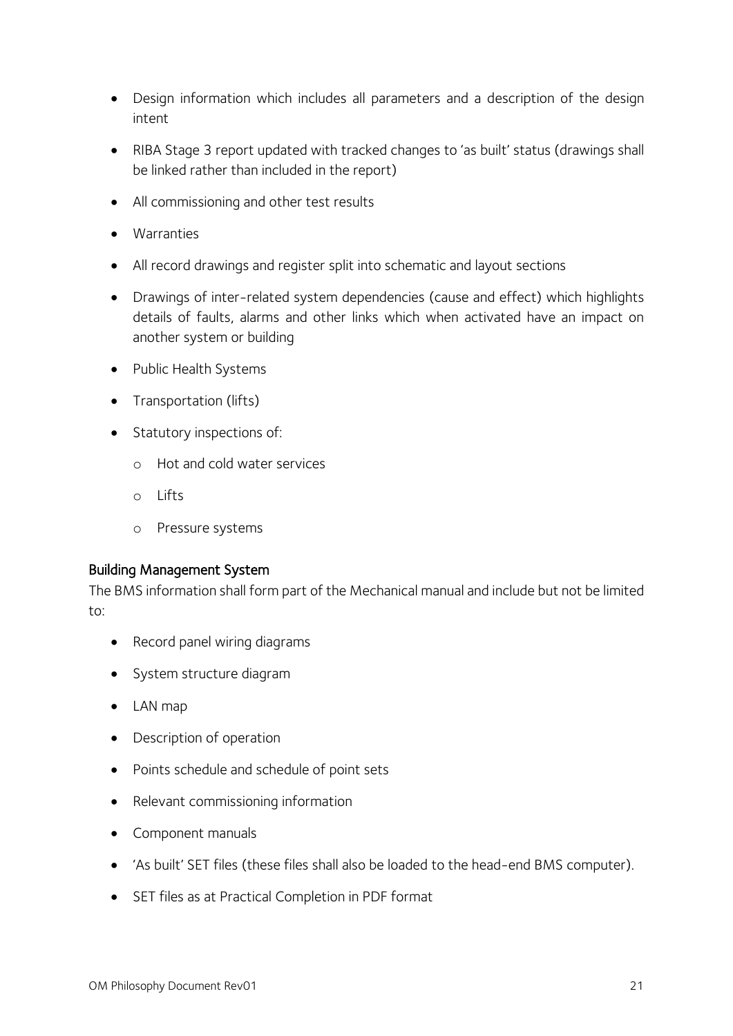- Design information which includes all parameters and a description of the design intent
- RIBA Stage 3 report updated with tracked changes to 'as built' status (drawings shall be linked rather than included in the report)
- All commissioning and other test results
- Warranties
- All record drawings and register split into schematic and layout sections
- Drawings of inter-related system dependencies (cause and effect) which highlights details of faults, alarms and other links which when activated have an impact on another system or building
- Public Health Systems
- Transportation (lifts)
- Statutory inspections of:
    - Hot and cold water services
    - Lifts
    - Pressure systems

### Building Management System

The BMS information shall form part of the Mechanical manual and include but not be limited to:

- Record panel wiring diagrams
- System structure diagram
- LAN map
- Description of operation
- Points schedule and schedule of point sets
- Relevant commissioning information
- Component manuals
- 'As built' SET files (these files shall also be loaded to the head-end BMS computer).
- SET files as at Practical Completion in PDF format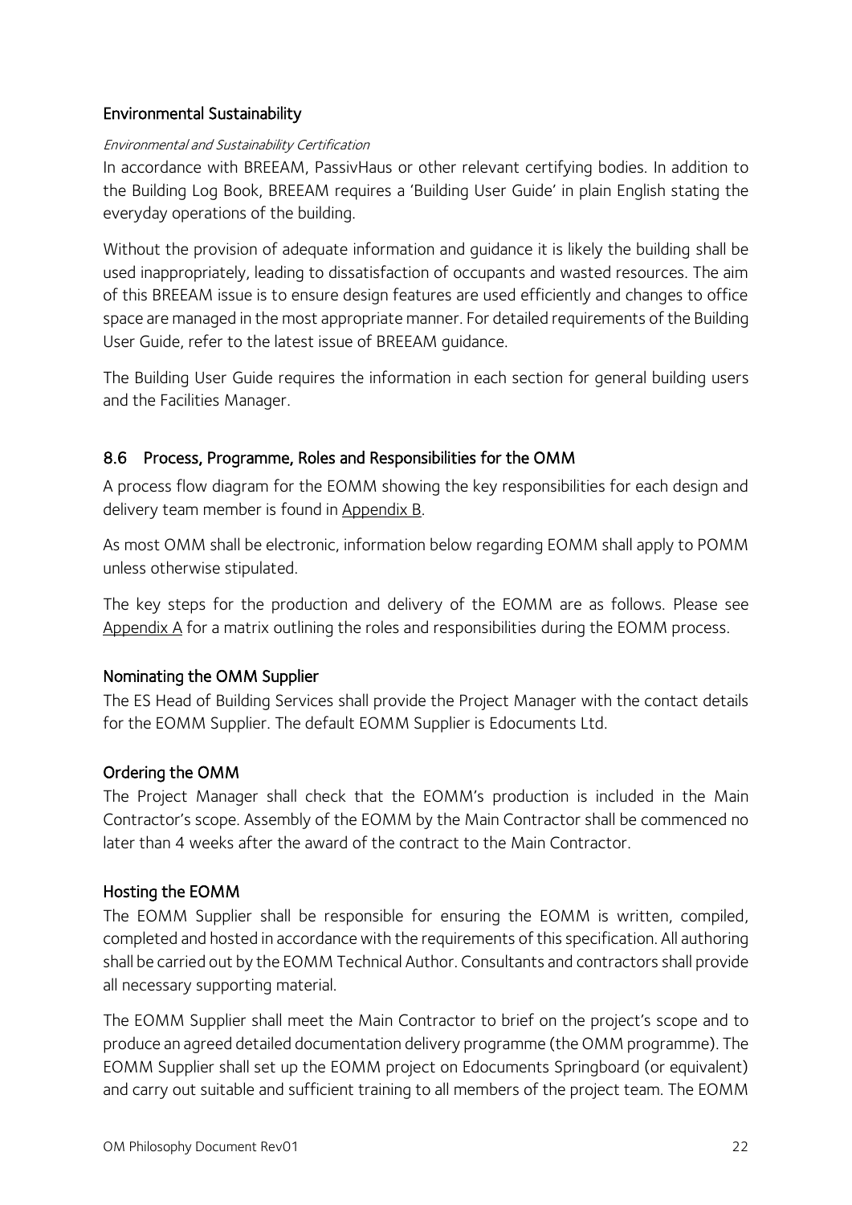### Environmental Sustainability

*Environmental and Sustainability Certification*

In accordance with BREEAM, PassivHaus or other relevant certifying bodies. In addition to the Building Log Book, BREEAM requires a 'Building User Guide' in plain English stating the everyday operations of the building.

Without the provision of adequate information and guidance it is likely the building shall be used inappropriately, leading to dissatisfaction of occupants and wasted resources. The aim of this BREEAM issue is to ensure design features are used efficiently and changes to office space are managed in the most appropriate manner. For detailed requirements of the Building User Guide, refer to the latest issue of BREEAM guidance.

The Building User Guide requires the information in each section for general building users and the Facilities Manager.

## 8.6 Process, Programme, Roles and Responsibilities for the OMM

A process flow diagram for the EOMM showing the key responsibilities for each design and delivery team member is found in Appendix B.

As most OMM shall be electronic, information below regarding EOMM shall apply to POMM unless otherwise stipulated.

The key steps for the production and delivery of the EOMM are as follows. Please see Appendix A for a matrix outlining the roles and responsibilities during the EOMM process.

### Nominating the OMM Supplier

The ES Head of Building Services shall provide the Project Manager with the contact details for the EOMM Supplier. The default EOMM Supplier is Edocuments Ltd.

### Ordering the OMM

The Project Manager shall check that the EOMM's production is included in the Main Contractor's scope. Assembly of the EOMM by the Main Contractor shall be commenced no later than 4 weeks after the award of the contract to the Main Contractor.

### Hosting the EOMM

The EOMM Supplier shall be responsible for ensuring the EOMM is written, compiled, completed and hosted in accordance with the requirements of this specification. All authoring shall be carried out by the EOMM Technical Author. Consultants and contractors shall provide all necessary supporting material.

The EOMM Supplier shall meet the Main Contractor to brief on the project's scope and to produce an agreed detailed documentation delivery programme (the OMM programme). The EOMM Supplier shall set up the EOMM project on Edocuments Springboard (or equivalent) and carry out suitable and sufficient training to all members of the project team. The EOMM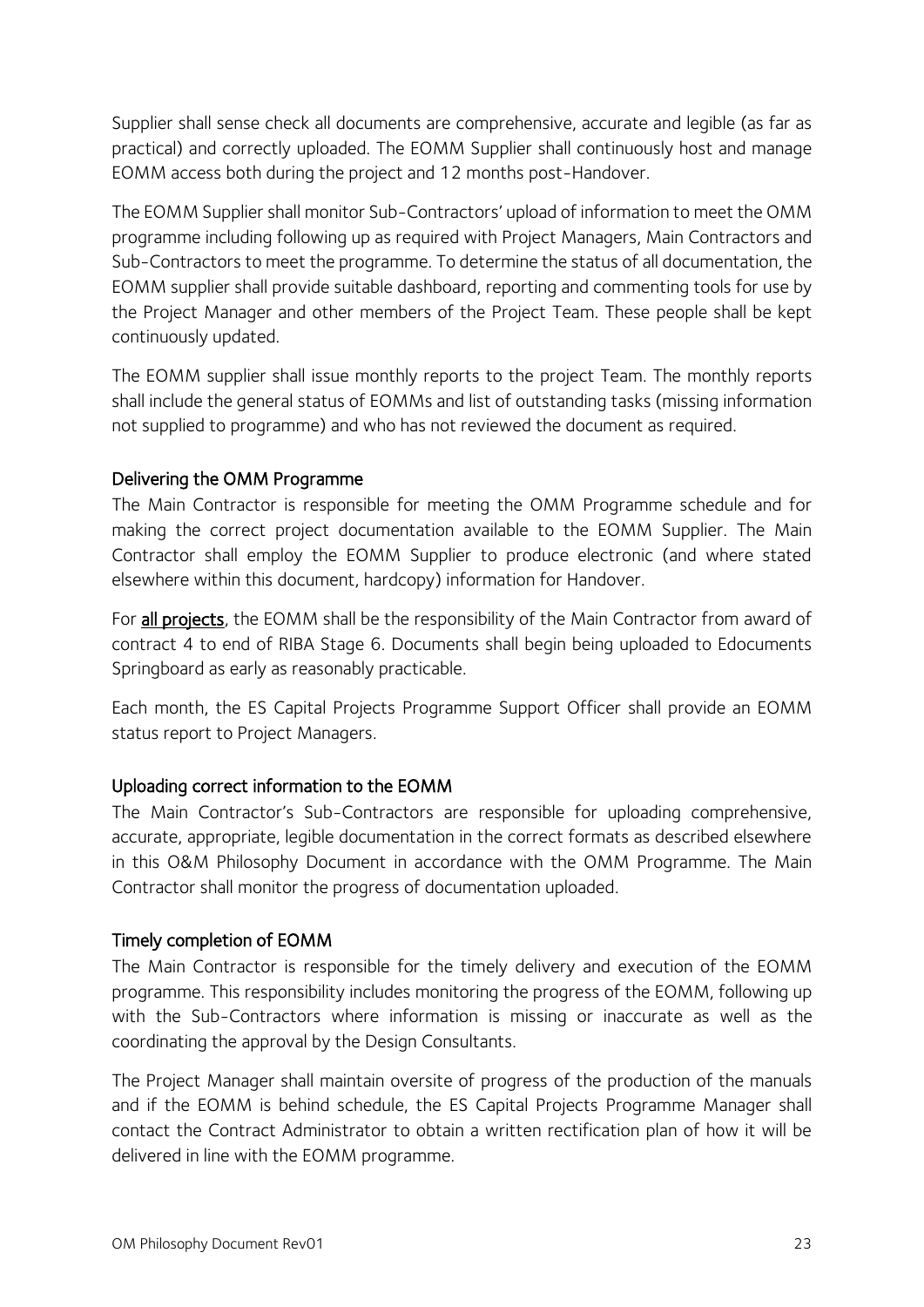Supplier shall sense check all documents are comprehensive, accurate and legible (as far as practical) and correctly uploaded. The EOMM Supplier shall continuously host and manage EOMM access both during the project and 12 months post-Handover.

The EOMM Supplier shall monitor Sub-Contractors' upload of information to meet the OMM programme including following up as required with Project Managers, Main Contractors and Sub-Contractors to meet the programme. To determine the status of all documentation, the EOMM supplier shall provide suitable dashboard, reporting and commenting tools for use by the Project Manager and other members of the Project Team. These people shall be kept continuously updated.

The EOMM supplier shall issue monthly reports to the project Team. The monthly reports shall include the general status of EOMMs and list of outstanding tasks (missing information not supplied to programme) and who has not reviewed the document as required.

### Delivering the OMM Programme

The Main Contractor is responsible for meeting the OMM Programme schedule and for making the correct project documentation available to the EOMM Supplier. The Main Contractor shall employ the EOMM Supplier to produce electronic (and where stated elsewhere within this document, hardcopy) information for Handover.

For **all projects**, the EOMM shall be the responsibility of the Main Contractor from award of contract 4 to end of RIBA Stage 6. Documents shall begin being uploaded to Edocuments Springboard as early as reasonably practicable.

Each month, the ES Capital Projects Programme Support Officer shall provide an EOMM status report to Project Managers.

### Uploading correct information to the EOMM

The Main Contractor's Sub-Contractors are responsible for uploading comprehensive, accurate, appropriate, legible documentation in the correct formats as described elsewhere in this O&M Philosophy Document in accordance with the OMM Programme. The Main Contractor shall monitor the progress of documentation uploaded.

### Timely completion of EOMM

The Main Contractor is responsible for the timely delivery and execution of the EOMM programme. This responsibility includes monitoring the progress of the EOMM, following up with the Sub-Contractors where information is missing or inaccurate as well as the coordinating the approval by the Design Consultants.

The Project Manager shall maintain oversite of progress of the production of the manuals and if the EOMM is behind schedule, the ES Capital Projects Programme Manager shall contact the Contract Administrator to obtain a written rectification plan of how it will be delivered in line with the EOMM programme.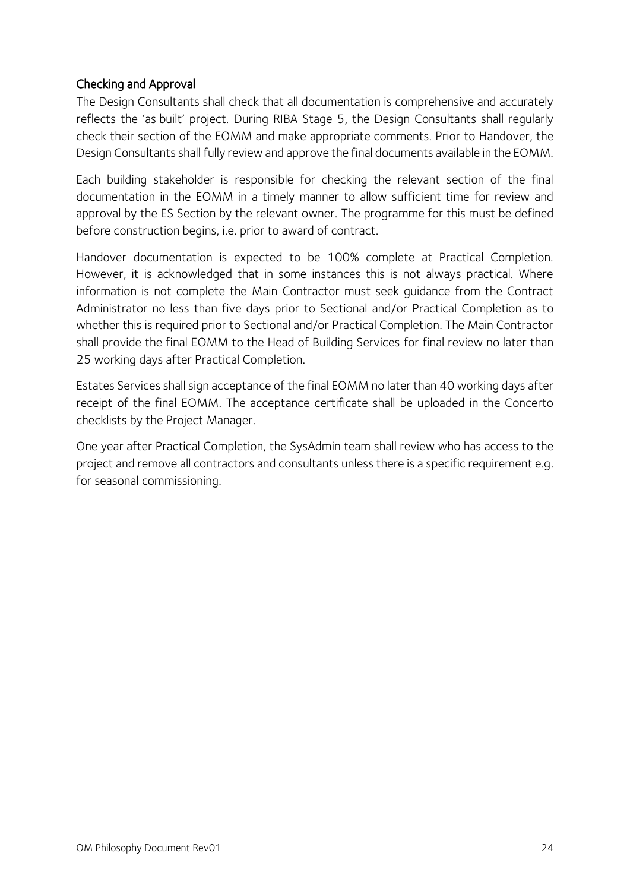### Checking and Approval

The Design Consultants shall check that all documentation is comprehensive and accurately reflects the 'as built' project. During RIBA Stage 5, the Design Consultants shall regularly check their section of the EOMM and make appropriate comments. Prior to Handover, the Design Consultants shall fully review and approve the final documents available in the EOMM.

Each building stakeholder is responsible for checking the relevant section of the final documentation in the EOMM in a timely manner to allow sufficient time for review and approval by the ES Section by the relevant owner. The programme for this must be defined before construction begins, i.e. prior to award of contract.

Handover documentation is expected to be 100% complete at Practical Completion. However, it is acknowledged that in some instances this is not always practical. Where information is not complete the Main Contractor must seek guidance from the Contract Administrator no less than five days prior to Sectional and/or Practical Completion as to whether this is required prior to Sectional and/or Practical Completion. The Main Contractor shall provide the final EOMM to the Head of Building Services for final review no later than 25 working days after Practical Completion.

Estates Services shall sign acceptance of the final EOMM no later than 40 working days after receipt of the final EOMM. The acceptance certificate shall be uploaded in the Concerto checklists by the Project Manager.

One year after Practical Completion, the SysAdmin team shall review who has access to the project and remove all contractors and consultants unless there is a specific requirement e.g. for seasonal commissioning.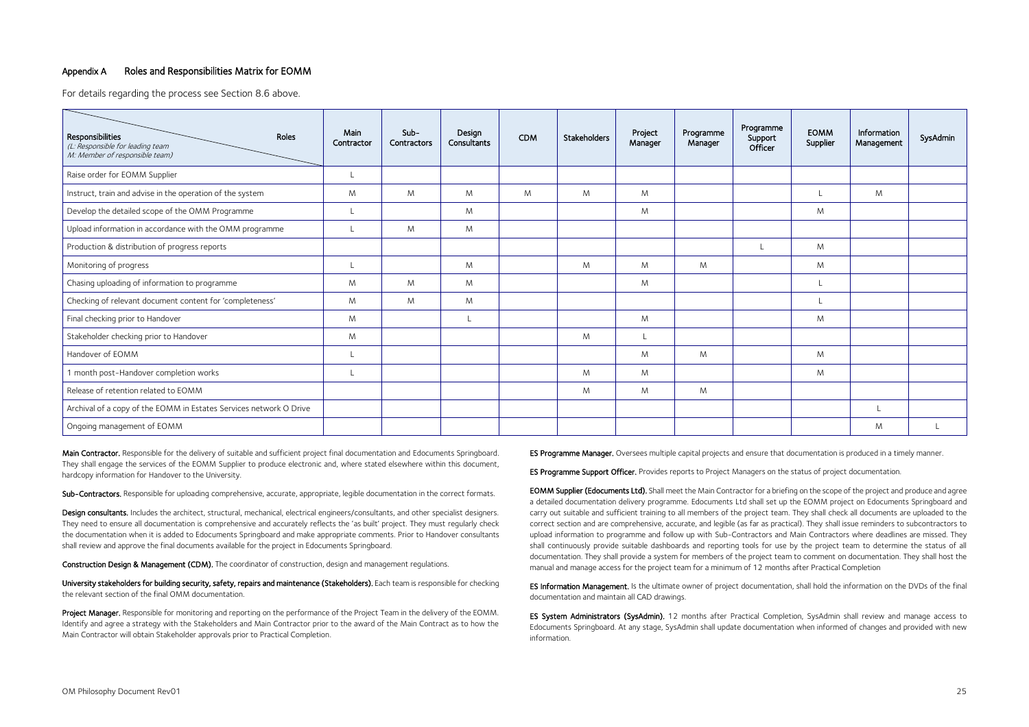## Appendix A Roles and Responsibilities Matrix for EOMM

For details regarding the process see Section 8.6 above.

| Responsibilities (L: Responsible for leading team; M: Member of responsible team) / Roles | Main Contractor | Sub-Contractors | Design Consultants | CDM | Stakeholders | Project Manager | Programme Manager | Programme Support Officer | EOMM Supplier | Information Management | SysAdmin |
|---|---|---|---|---|---|---|---|---|---|---|---|
| Raise order for EOMM Supplier | L | | | | | | | | | | |
| Instruct, train and advise in the operation of the system | M | M | M | M | M | M | | | L | M | |
| Develop the detailed scope of the OMM Programme | L | | M | | | M | | | M | | |
| Upload information in accordance with the OMM programme | L | M | M | | | | | | | | |
| Production & distribution of progress reports | | | | | | | | L | M | | |
| Monitoring of progress | L | | M | | M | M | M | | M | | |
| Chasing uploading of information to programme | M | M | M | | | M | | | L | | |
| Checking of relevant document content for 'completeness' | M | M | M | | | | | | L | | |
| Final checking prior to Handover | M | | L | | | M | | | M | | |
| Stakeholder checking prior to Handover | M | | | | M | L | | | | | |
| Handover of EOMM | L | | | | | M | M | | M | | |
| 1 month post-Handover completion works | L | | | | M | M | | | M | | |
| Release of retention related to EOMM | | | | | M | M | M | | | | |
| Archival of a copy of the EOMM in Estates Services network O Drive | | | | | | | | | | L | |
| Ongoing management of EOMM | | | | | | | | | | M | L |

**Main Contractor.** Responsible for the delivery of suitable and sufficient project final documentation and Edocuments Springboard. They shall engage the services of the EOMM Supplier to produce electronic and, where stated elsewhere within this document, hardcopy information for Handover to the University.

**Sub-Contractors.** Responsible for uploading comprehensive, accurate, appropriate, legible documentation in the correct formats.

**Design consultants.** Includes the architect, structural, mechanical, electrical engineers/consultants, and other specialist designers. They need to ensure all documentation is comprehensive and accurately reflects the 'as built' project. They must regularly check the documentation when it is added to Edocuments Springboard and make appropriate comments. Prior to Handover consultants shall review and approve the final documents available for the project in Edocuments Springboard.

**Construction Design & Management (CDM).** The coordinator of construction, design and management regulations.

**University stakeholders for building security, safety, repairs and maintenance (Stakeholders).** Each team is responsible for checking the relevant section of the final OMM documentation.

**Project Manager.** Responsible for monitoring and reporting on the performance of the Project Team in the delivery of the EOMM. Identify and agree a strategy with the Stakeholders and Main Contractor prior to the award of the Main Contract as to how the Main Contractor will obtain Stakeholder approvals prior to Practical Completion.

**ES Programme Manager.** Oversees multiple capital projects and ensure that documentation is produced in a timely manner.

**ES Programme Support Officer.** Provides reports to Project Managers on the status of project documentation.

**EOMM Supplier (Edocuments Ltd).** Shall meet the Main Contractor for a briefing on the scope of the project and produce and agree a detailed documentation delivery programme. Edocuments Ltd shall set up the EOMM project on Edocuments Springboard and carry out suitable and sufficient training to all members of the project team. They shall check all documents are uploaded to the correct section and are comprehensive, accurate, and legible (as far as practical). They shall issue reminders to subcontractors to upload information to programme and follow up with Sub-Contractors and Main Contractors where deadlines are missed. They shall continuously provide suitable dashboards and reporting tools for use by the project team to determine the status of all documentation. They shall provide a system for members of the project team to comment on documentation. They shall host the manual and manage access for the project team for a minimum of 12 months after Practical Completion

**ES Information Management.** Is the ultimate owner of project documentation, shall hold the information on the DVDs of the final documentation and maintain all CAD drawings.

**ES System Administrators (SysAdmin).** 12 months after Practical Completion, SysAdmin shall review and manage access to Edocuments Springboard. At any stage, SysAdmin shall update documentation when informed of changes and provided with new information.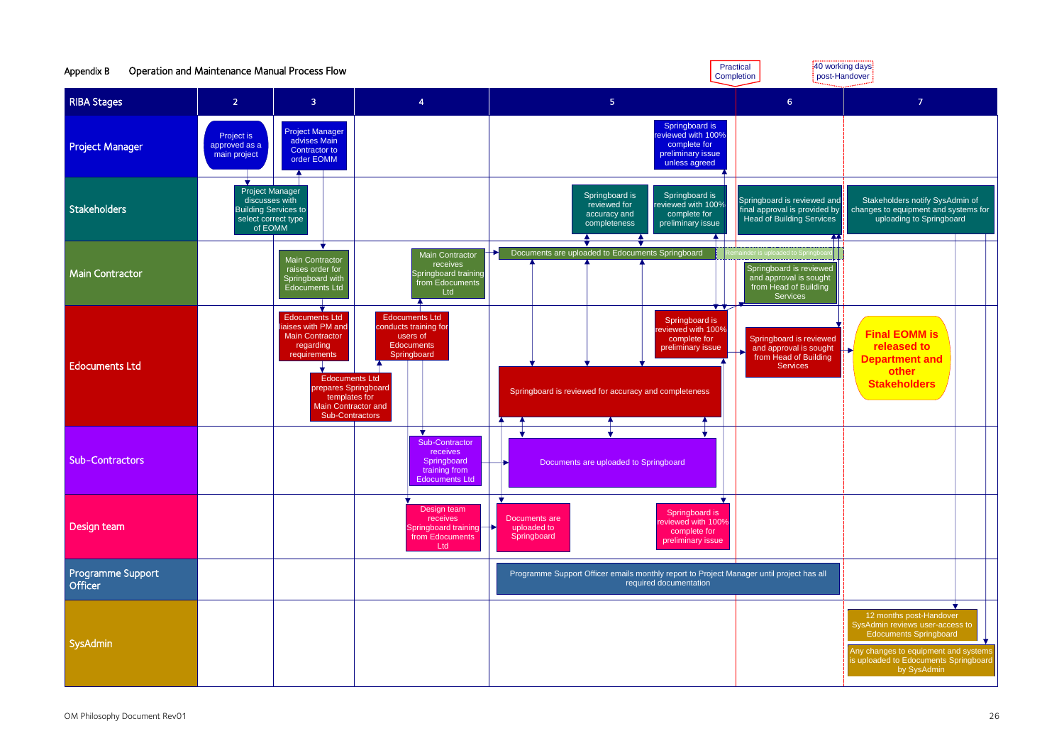Appendix B Operation and Maintenance Manual Process Flow

Practical Completion

40 working days post-Handover

RIBA Stages: 2, 3, 4, 5, 6, 7

**Project Manager**

Project is approved as a main project

Project Manager advises Main Contractor to order EOMM

Springboard is reviewed with 100% complete for preliminary issue unless agreed

**Stakeholders**

Project Manager discusses with Building Services to select correct type of EOMM

Springboard is reviewed for accuracy and completeness

Springboard is reviewed with 100% complete for preliminary issue

Springboard is reviewed and final approval is provided by Head of Building Services

Stakeholders notify SysAdmin of changes to equipment and systems for uploading to Springboard

**Main Contractor**

Main Contractor raises order for Springboard with Edocuments Ltd

Main Contractor receives Springboard training from Edocuments Ltd

Documents are uploaded to Edocuments Springboard

Remainder is uploaded to Springboard

Springboard is reviewed and approval is sought from Head of Building Services

**Edocuments Ltd**

Edocuments Ltd liaises with PM and Main Contractor regarding requirements

Edocuments Ltd conducts training for users of Edocuments Springboard

Edocuments Ltd prepares Springboard templates for Main Contractor and Sub-Contractors

Springboard is reviewed with 100% complete for preliminary issue

Springboard is reviewed for accuracy and completeness

Springboard is reviewed and approval is sought from Head of Building Services

**Final EOMM is released to Department and other Stakeholders**

**Sub-Contractors**

Sub-Contractor receives Springboard training from Edocuments Ltd

Documents are uploaded to Springboard

**Design team**

Design team receives Springboard training from Edocuments Ltd

Documents are uploaded to Springboard

Springboard is reviewed with 100% complete for preliminary issue

**Programme Support Officer**

Programme Support Officer emails monthly report to Project Manager until project has all required documentation

**SysAdmin**

12 months post-Handover SysAdmin reviews user-access to Edocuments Springboard

Any changes to equipment and systems is uploaded to Edocuments Springboard by SysAdmin

OM Philosophy Document Rev01